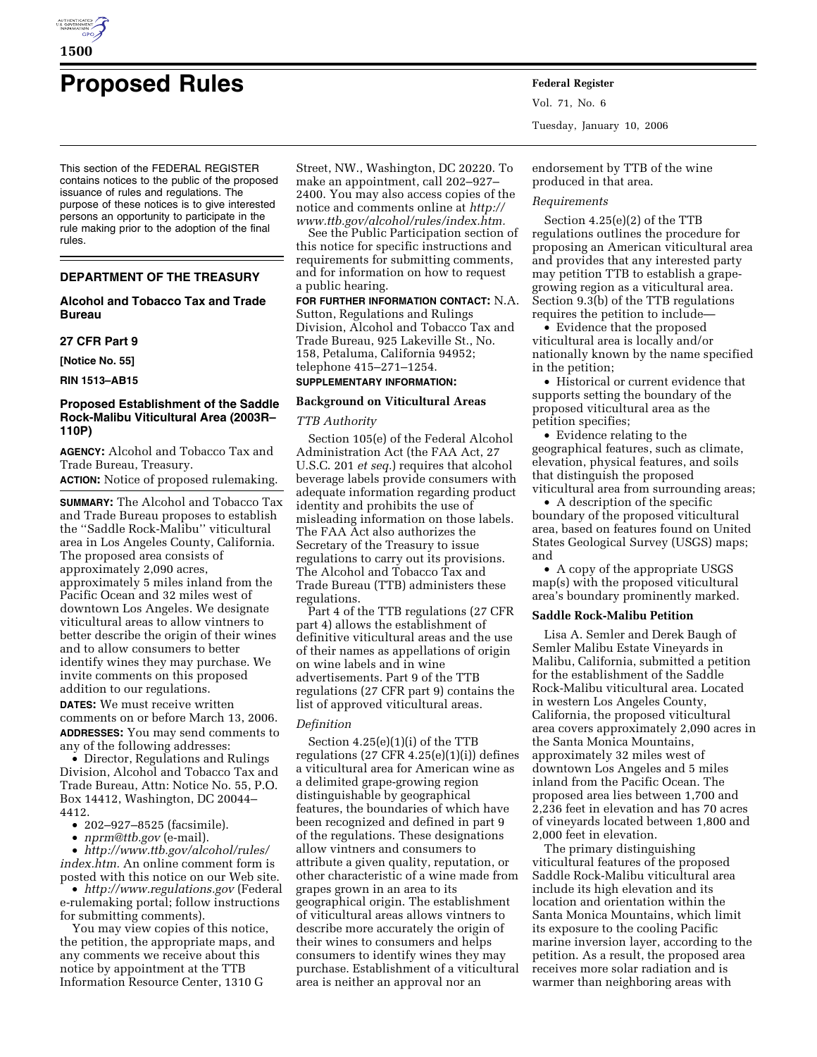# Proposed Rules

This section of the FEDERAL REGISTER contains notices to the public of the proposed issuance of rules and regulations. The purpose of these notices is to give interested persons an opportunity to participate in the rule making prior to the adoption of the final rules.

## DEPARTMENT OF THE TREASURY

### Alcohol and Tobacco Tax and Trade Bureau

### 27 CFR Part 9

**[Notice No. 55]**

**RIN 1513–AB15**

### Proposed Establishment of the Saddle Rock-Malibu Viticultural Area (2003R–110P)

**AGENCY:** Alcohol and Tobacco Tax and Trade Bureau, Treasury.

**ACTION:** Notice of proposed rulemaking.

**SUMMARY:** The Alcohol and Tobacco Tax and Trade Bureau proposes to establish the ''Saddle Rock-Malibu'' viticultural area in Los Angeles County, California. The proposed area consists of approximately 2,090 acres, approximately 5 miles inland from the Pacific Ocean and 32 miles west of downtown Los Angeles. We designate viticultural areas to allow vintners to better describe the origin of their wines and to allow consumers to better identify wines they may purchase. We invite comments on this proposed addition to our regulations.

**DATES:** We must receive written comments on or before March 13, 2006.

**ADDRESSES:** You may send comments to any of the following addresses:

- Director, Regulations and Rulings Division, Alcohol and Tobacco Tax and Trade Bureau, Attn: Notice No. 55, P.O. Box 14412, Washington, DC 20044–4412.
- 202–927–8525 (facsimile).
- *nprm@ttb.gov* (e-mail).
- *http://www.ttb.gov/alcohol/rules/index.htm.* An online comment form is posted with this notice on our Web site.
- *http://www.regulations.gov* (Federal e-rulemaking portal; follow instructions for submitting comments).

You may view copies of this notice, the petition, the appropriate maps, and any comments we receive about this notice by appointment at the TTB Information Resource Center, 1310 G Street, NW., Washington, DC 20220. To make an appointment, call 202–927–2400. You may also access copies of the notice and comments online at *http://www.ttb.gov/alcohol/rules/index.htm.*

See the Public Participation section of this notice for specific instructions and requirements for submitting comments, and for information on how to request a public hearing.

**FOR FURTHER INFORMATION CONTACT:** N.A. Sutton, Regulations and Rulings Division, Alcohol and Tobacco Tax and Trade Bureau, 925 Lakeville St., No. 158, Petaluma, California 94952; telephone 415–271–1254.

**SUPPLEMENTARY INFORMATION:**

#### Background on Viticultural Areas

*TTB Authority*

Section 105(e) of the Federal Alcohol Administration Act (the FAA Act, 27 U.S.C. 201 *et seq.*) requires that alcohol beverage labels provide consumers with adequate information regarding product identity and prohibits the use of misleading information on those labels. The FAA Act also authorizes the Secretary of the Treasury to issue regulations to carry out its provisions. The Alcohol and Tobacco Tax and Trade Bureau (TTB) administers these regulations.

Part 4 of the TTB regulations (27 CFR part 4) allows the establishment of definitive viticultural areas and the use of their names as appellations of origin on wine labels and in wine advertisements. Part 9 of the TTB regulations (27 CFR part 9) contains the list of approved viticultural areas.

*Definition*

Section 4.25(e)(1)(i) of the TTB regulations (27 CFR 4.25(e)(1)(i)) defines a viticultural area for American wine as a delimited grape-growing region distinguishable by geographical features, the boundaries of which have been recognized and defined in part 9 of the regulations. These designations allow vintners and consumers to attribute a given quality, reputation, or other characteristic of a wine made from grapes grown in an area to its geographical origin. The establishment of viticultural areas allows vintners to describe more accurately the origin of their wines to consumers and helps consumers to identify wines they may purchase. Establishment of a viticultural area is neither an approval nor an endorsement by TTB of the wine produced in that area.

*Requirements*

Section 4.25(e)(2) of the TTB regulations outlines the procedure for proposing an American viticultural area and provides that any interested party may petition TTB to establish a grape-growing region as a viticultural area. Section 9.3(b) of the TTB regulations requires the petition to include—

- Evidence that the proposed viticultural area is locally and/or nationally known by the name specified in the petition;
- Historical or current evidence that supports setting the boundary of the proposed viticultural area as the petition specifies;
- Evidence relating to the geographical features, such as climate, elevation, physical features, and soils that distinguish the proposed viticultural area from surrounding areas;
- A description of the specific boundary of the proposed viticultural area, based on features found on United States Geological Survey (USGS) maps; and
- A copy of the appropriate USGS map(s) with the proposed viticultural area's boundary prominently marked.

#### Saddle Rock-Malibu Petition

Lisa A. Semler and Derek Baugh of Semler Malibu Estate Vineyards in Malibu, California, submitted a petition for the establishment of the Saddle Rock-Malibu viticultural area. Located in western Los Angeles County, California, the proposed viticultural area covers approximately 2,090 acres in the Santa Monica Mountains, approximately 32 miles west of downtown Los Angeles and 5 miles inland from the Pacific Ocean. The proposed area lies between 1,700 and 2,236 feet in elevation and has 70 acres of vineyards located between 1,800 and 2,000 feet in elevation.

The primary distinguishing viticultural features of the proposed Saddle Rock-Malibu viticultural area include its high elevation and its location and orientation within the Santa Monica Mountains, which limit its exposure to the cooling Pacific marine inversion layer, according to the petition. As a result, the proposed area receives more solar radiation and is warmer than neighboring areas with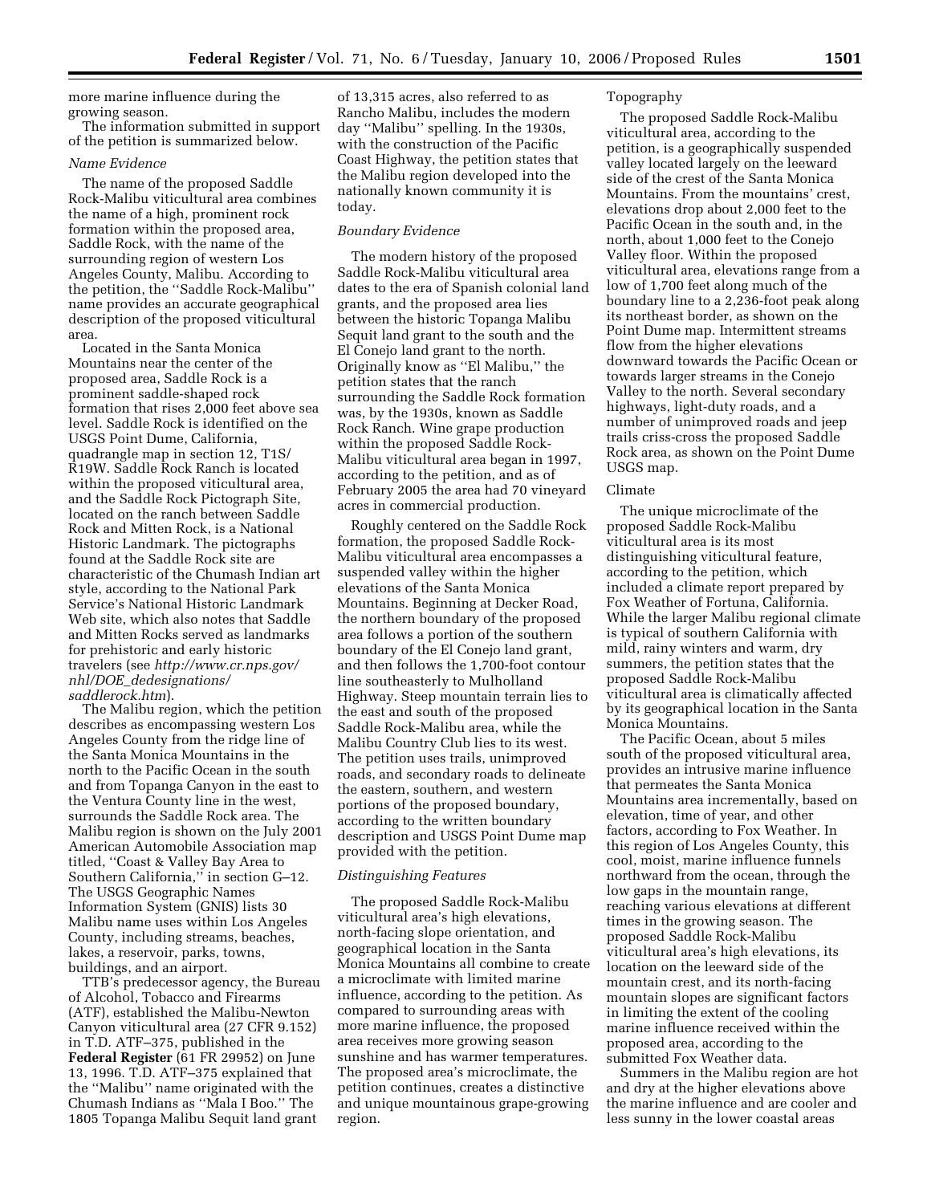more marine influence during the growing season.

The information submitted in support of the petition is summarized below.

*Name Evidence*

The name of the proposed Saddle Rock-Malibu viticultural area combines the name of a high, prominent rock formation within the proposed area, Saddle Rock, with the name of the surrounding region of western Los Angeles County, Malibu. According to the petition, the ''Saddle Rock-Malibu'' name provides an accurate geographical description of the proposed viticultural area.

Located in the Santa Monica Mountains near the center of the proposed area, Saddle Rock is a prominent saddle-shaped rock formation that rises 2,000 feet above sea level. Saddle Rock is identified on the USGS Point Dume, California, quadrangle map in section 12, T1S/R19W. Saddle Rock Ranch is located within the proposed viticultural area, and the Saddle Rock Pictograph Site, located on the ranch between Saddle Rock and Mitten Rock, is a National Historic Landmark. The pictographs found at the Saddle Rock site are characteristic of the Chumash Indian art style, according to the National Park Service's National Historic Landmark Web site, which also notes that Saddle and Mitten Rocks served as landmarks for prehistoric and early historic travelers (see *http://www.cr.nps.gov/nhl/DOE_dedesignations/saddlerock.htm*).

The Malibu region, which the petition describes as encompassing western Los Angeles County from the ridge line of the Santa Monica Mountains in the north to the Pacific Ocean in the south and from Topanga Canyon in the east to the Ventura County line in the west, surrounds the Saddle Rock area. The Malibu region is shown on the July 2001 American Automobile Association map titled, ''Coast & Valley Bay Area to Southern California,'' in section G–12. The USGS Geographic Names Information System (GNIS) lists 30 Malibu name uses within Los Angeles County, including streams, beaches, lakes, a reservoir, parks, towns, buildings, and an airport.

TTB's predecessor agency, the Bureau of Alcohol, Tobacco and Firearms (ATF), established the Malibu-Newton Canyon viticultural area (27 CFR 9.152) in T.D. ATF–375, published in the **Federal Register** (61 FR 29952) on June 13, 1996. T.D. ATF–375 explained that the ''Malibu'' name originated with the Chumash Indians as ''Mala I Boo.'' The 1805 Topanga Malibu Sequit land grant of 13,315 acres, also referred to as Rancho Malibu, includes the modern day ''Malibu'' spelling. In the 1930s, with the construction of the Pacific Coast Highway, the petition states that the Malibu region developed into the nationally known community it is today.

*Boundary Evidence*

The modern history of the proposed Saddle Rock-Malibu viticultural area dates to the era of Spanish colonial land grants, and the proposed area lies between the historic Topanga Malibu Sequit land grant to the south and the El Conejo land grant to the north. Originally know as ''El Malibu,'' the petition states that the ranch surrounding the Saddle Rock formation was, by the 1930s, known as Saddle Rock Ranch. Wine grape production within the proposed Saddle Rock-Malibu viticultural area began in 1997, according to the petition, and as of February 2005 the area had 70 vineyard acres in commercial production.

Roughly centered on the Saddle Rock formation, the proposed Saddle Rock-Malibu viticultural area encompasses a suspended valley within the higher elevations of the Santa Monica Mountains. Beginning at Decker Road, the northern boundary of the proposed area follows a portion of the southern boundary of the El Conejo land grant, and then follows the 1,700-foot contour line southeasterly to Mulholland Highway. Steep mountain terrain lies to the east and south of the proposed Saddle Rock-Malibu area, while the Malibu Country Club lies to its west. The petition uses trails, unimproved roads, and secondary roads to delineate the eastern, southern, and western portions of the proposed boundary, according to the written boundary description and USGS Point Dume map provided with the petition.

*Distinguishing Features*

The proposed Saddle Rock-Malibu viticultural area's high elevations, north-facing slope orientation, and geographical location in the Santa Monica Mountains all combine to create a microclimate with limited marine influence, according to the petition. As compared to surrounding areas with more marine influence, the proposed area receives more growing season sunshine and has warmer temperatures. The proposed area's microclimate, the petition continues, creates a distinctive and unique mountainous grape-growing region.

Topography

The proposed Saddle Rock-Malibu viticultural area, according to the petition, is a geographically suspended valley located largely on the leeward side of the crest of the Santa Monica Mountains. From the mountains' crest, elevations drop about 2,000 feet to the Pacific Ocean in the south and, in the north, about 1,000 feet to the Conejo Valley floor. Within the proposed viticultural area, elevations range from a low of 1,700 feet along much of the boundary line to a 2,236-foot peak along its northeast border, as shown on the Point Dume map. Intermittent streams flow from the higher elevations downward towards the Pacific Ocean or towards larger streams in the Conejo Valley to the north. Several secondary highways, light-duty roads, and a number of unimproved roads and jeep trails criss-cross the proposed Saddle Rock area, as shown on the Point Dume USGS map.

Climate

The unique microclimate of the proposed Saddle Rock-Malibu viticultural area is its most distinguishing viticultural feature, according to the petition, which included a climate report prepared by Fox Weather of Fortuna, California. While the larger Malibu regional climate is typical of southern California with mild, rainy winters and warm, dry summers, the petition states that the proposed Saddle Rock-Malibu viticultural area is climatically affected by its geographical location in the Santa Monica Mountains.

The Pacific Ocean, about 5 miles south of the proposed viticultural area, provides an intrusive marine influence that permeates the Santa Monica Mountains area incrementally, based on elevation, time of year, and other factors, according to Fox Weather. In this region of Los Angeles County, this cool, moist, marine influence funnels northward from the ocean, through the low gaps in the mountain range, reaching various elevations at different times in the growing season. The proposed Saddle Rock-Malibu viticultural area's high elevations, its location on the leeward side of the mountain crest, and its north-facing mountain slopes are significant factors in limiting the extent of the cooling marine influence received within the proposed area, according to the submitted Fox Weather data.

Summers in the Malibu region are hot and dry at the higher elevations above the marine influence and are cooler and less sunny in the lower coastal areas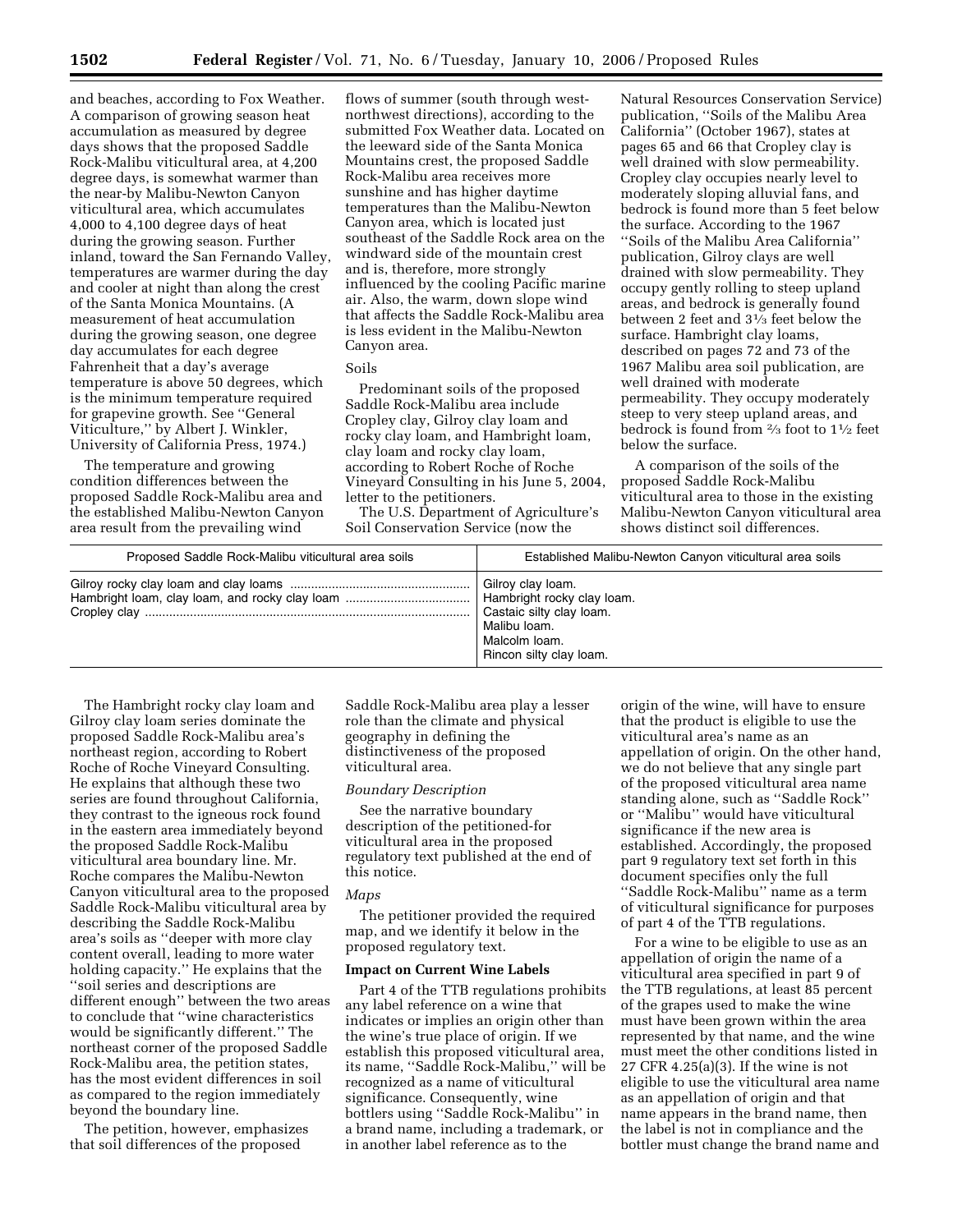and beaches, according to Fox Weather. A comparison of growing season heat accumulation as measured by degree days shows that the proposed Saddle Rock-Malibu viticultural area, at 4,200 degree days, is somewhat warmer than the near-by Malibu-Newton Canyon viticultural area, which accumulates 4,000 to 4,100 degree days of heat during the growing season. Further inland, toward the San Fernando Valley, temperatures are warmer during the day and cooler at night than along the crest of the Santa Monica Mountains. (A measurement of heat accumulation during the growing season, one degree day accumulates for each degree Fahrenheit that a day's average temperature is above 50 degrees, which is the minimum temperature required for grapevine growth. See ''General Viticulture,'' by Albert J. Winkler, University of California Press, 1974.)

The temperature and growing condition differences between the proposed Saddle Rock-Malibu area and the established Malibu-Newton Canyon area result from the prevailing wind flows of summer (south through west-northwest directions), according to the submitted Fox Weather data. Located on the leeward side of the Santa Monica Mountains crest, the proposed Saddle Rock-Malibu area receives more sunshine and has higher daytime temperatures than the Malibu-Newton Canyon area, which is located just southeast of the Saddle Rock area on the windward side of the mountain crest and is, therefore, more strongly influenced by the cooling Pacific marine air. Also, the warm, down slope wind that affects the Saddle Rock-Malibu area is less evident in the Malibu-Newton Canyon area.

Soils

Predominant soils of the proposed Saddle Rock-Malibu area include Cropley clay, Gilroy clay loam and rocky clay loam, and Hambright loam, clay loam and rocky clay loam, according to Robert Roche of Roche Vineyard Consulting in his June 5, 2004, letter to the petitioners.

The U.S. Department of Agriculture's Soil Conservation Service (now the Natural Resources Conservation Service) publication, ''Soils of the Malibu Area California'' (October 1967), states at pages 65 and 66 that Cropley clay is well drained with slow permeability. Cropley clay occupies nearly level to moderately sloping alluvial fans, and bedrock is found more than 5 feet below the surface. According to the 1967 ''Soils of the Malibu Area California'' publication, Gilroy clays are well drained with slow permeability. They occupy gently rolling to steep upland areas, and bedrock is generally found between 2 feet and 3⅓ feet below the surface. Hambright clay loams, described on pages 72 and 73 of the 1967 Malibu area soil publication, are well drained with moderate permeability. They occupy moderately steep to very steep upland areas, and bedrock is found from ⅔ foot to 1½ feet below the surface.

A comparison of the soils of the proposed Saddle Rock-Malibu viticultural area to those in the existing Malibu-Newton Canyon viticultural area shows distinct soil differences.

| Proposed Saddle Rock-Malibu viticultural area soils | Established Malibu-Newton Canyon viticultural area soils |
|---|---|
| Gilroy rocky clay loam and clay loams | Gilroy clay loam. |
| Hambright loam, clay loam, and rocky clay loam | Hambright rocky clay loam. |
| Cropley clay | Castaic silty clay loam. |
| | Malibu loam. |
| | Malcolm loam. |
| | Rincon silty clay loam. |

The Hambright rocky clay loam and Gilroy clay loam series dominate the proposed Saddle Rock-Malibu area's northeast region, according to Robert Roche of Roche Vineyard Consulting. He explains that although these two series are found throughout California, they contrast to the igneous rock found in the eastern area immediately beyond the proposed Saddle Rock-Malibu viticultural area boundary line. Mr. Roche compares the Malibu-Newton Canyon viticultural area to the proposed Saddle Rock-Malibu viticultural area by describing the Saddle Rock-Malibu area's soils as ''deeper with more clay content overall, leading to more water holding capacity.'' He explains that the ''soil series and descriptions are different enough'' between the two areas to conclude that ''wine characteristics would be significantly different.'' The northeast corner of the proposed Saddle Rock-Malibu area, the petition states, has the most evident differences in soil as compared to the region immediately beyond the boundary line.

The petition, however, emphasizes that soil differences of the proposed Saddle Rock-Malibu area play a lesser role than the climate and physical geography in defining the distinctiveness of the proposed viticultural area.

*Boundary Description*

See the narrative boundary description of the petitioned-for viticultural area in the proposed regulatory text published at the end of this notice.

*Maps*

The petitioner provided the required map, and we identify it below in the proposed regulatory text.

**Impact on Current Wine Labels**

Part 4 of the TTB regulations prohibits any label reference on a wine that indicates or implies an origin other than the wine's true place of origin. If we establish this proposed viticultural area, its name, ''Saddle Rock-Malibu,'' will be recognized as a name of viticultural significance. Consequently, wine bottlers using ''Saddle Rock-Malibu'' in a brand name, including a trademark, or in another label reference as to the origin of the wine, will have to ensure that the product is eligible to use the viticultural area's name as an appellation of origin. On the other hand, we do not believe that any single part of the proposed viticultural area name standing alone, such as ''Saddle Rock'' or ''Malibu'' would have viticultural significance if the new area is established. Accordingly, the proposed part 9 regulatory text set forth in this document specifies only the full ''Saddle Rock-Malibu'' name as a term of viticultural significance for purposes of part 4 of the TTB regulations.

For a wine to be eligible to use as an appellation of origin the name of a viticultural area specified in part 9 of the TTB regulations, at least 85 percent of the grapes used to make the wine must have been grown within the area represented by that name, and the wine must meet the other conditions listed in 27 CFR 4.25(a)(3). If the wine is not eligible to use the viticultural area name as an appellation of origin and that name appears in the brand name, then the label is not in compliance and the bottler must change the brand name and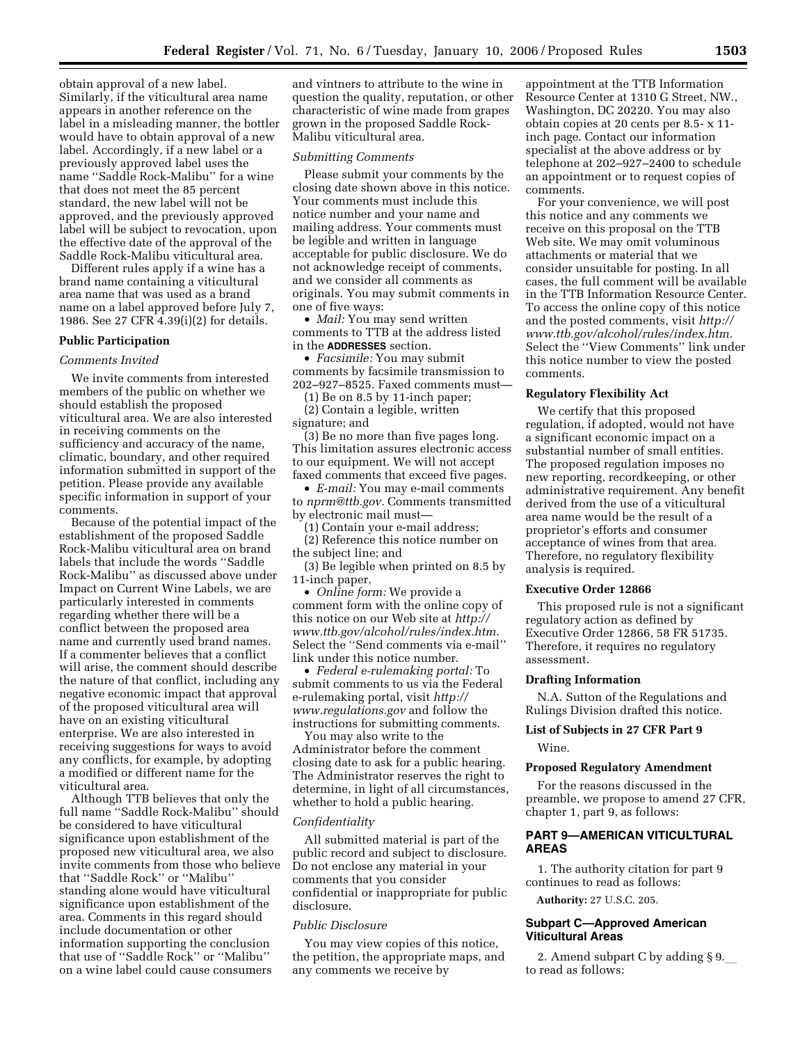obtain approval of a new label. Similarly, if the viticultural area name appears in another reference on the label in a misleading manner, the bottler would have to obtain approval of a new label. Accordingly, if a new label or a previously approved label uses the name ''Saddle Rock-Malibu'' for a wine that does not meet the 85 percent standard, the new label will not be approved, and the previously approved label will be subject to revocation, upon the effective date of the approval of the Saddle Rock-Malibu viticultural area.

Different rules apply if a wine has a brand name containing a viticultural area name that was used as a brand name on a label approved before July 7, 1986. See 27 CFR 4.39(i)(2) for details.

**Public Participation**

*Comments Invited*

We invite comments from interested members of the public on whether we should establish the proposed viticultural area. We are also interested in receiving comments on the sufficiency and accuracy of the name, climatic, boundary, and other required information submitted in support of the petition. Please provide any available specific information in support of your comments.

Because of the potential impact of the establishment of the proposed Saddle Rock-Malibu viticultural area on brand labels that include the words ''Saddle Rock-Malibu'' as discussed above under Impact on Current Wine Labels, we are particularly interested in comments regarding whether there will be a conflict between the proposed area name and currently used brand names. If a commenter believes that a conflict will arise, the comment should describe the nature of that conflict, including any negative economic impact that approval of the proposed viticultural area will have on an existing viticultural enterprise. We are also interested in receiving suggestions for ways to avoid any conflicts, for example, by adopting a modified or different name for the viticultural area.

Although TTB believes that only the full name ''Saddle Rock-Malibu'' should be considered to have viticultural significance upon establishment of the proposed new viticultural area, we also invite comments from those who believe that ''Saddle Rock'' or ''Malibu'' standing alone would have viticultural significance upon establishment of the area. Comments in this regard should include documentation or other information supporting the conclusion that use of ''Saddle Rock'' or ''Malibu'' on a wine label could cause consumers and vintners to attribute to the wine in question the quality, reputation, or other characteristic of wine made from grapes grown in the proposed Saddle Rock-Malibu viticultural area.

*Submitting Comments*

Please submit your comments by the closing date shown above in this notice. Your comments must include this notice number and your name and mailing address. Your comments must be legible and written in language acceptable for public disclosure. We do not acknowledge receipt of comments, and we consider all comments as originals. You may submit comments in one of five ways:

- *Mail:* You may send written comments to TTB at the address listed in the **ADDRESSES** section.
- *Facsimile:* You may submit comments by facsimile transmission to 202–927–8525. Faxed comments must—

(1) Be on 8.5 by 11-inch paper;

(2) Contain a legible, written signature; and

(3) Be no more than five pages long. This limitation assures electronic access to our equipment. We will not accept faxed comments that exceed five pages.

- *E-mail:* You may e-mail comments to *nprm@ttb.gov.* Comments transmitted by electronic mail must—

(1) Contain your e-mail address;

(2) Reference this notice number on the subject line; and

(3) Be legible when printed on 8.5 by 11-inch paper.

- *Online form:* We provide a comment form with the online copy of this notice on our Web site at *http://www.ttb.gov/alcohol/rules/index.htm.* Select the ''Send comments via e-mail'' link under this notice number.
- *Federal e-rulemaking portal:* To submit comments to us via the Federal e-rulemaking portal, visit *http://www.regulations.gov* and follow the instructions for submitting comments.

You may also write to the Administrator before the comment closing date to ask for a public hearing. The Administrator reserves the right to determine, in light of all circumstances, whether to hold a public hearing.

*Confidentiality*

All submitted material is part of the public record and subject to disclosure. Do not enclose any material in your comments that you consider confidential or inappropriate for public disclosure.

*Public Disclosure*

You may view copies of this notice, the petition, the appropriate maps, and any comments we receive by appointment at the TTB Information Resource Center at 1310 G Street, NW., Washington, DC 20220. You may also obtain copies at 20 cents per 8.5- x 11-inch page. Contact our information specialist at the above address or by telephone at 202–927–2400 to schedule an appointment or to request copies of comments.

For your convenience, we will post this notice and any comments we receive on this proposal on the TTB Web site. We may omit voluminous attachments or material that we consider unsuitable for posting. In all cases, the full comment will be available in the TTB Information Resource Center. To access the online copy of this notice and the posted comments, visit *http://www.ttb.gov/alcohol/rules/index.htm.* Select the ''View Comments'' link under this notice number to view the posted comments.

**Regulatory Flexibility Act**

We certify that this proposed regulation, if adopted, would not have a significant economic impact on a substantial number of small entities. The proposed regulation imposes no new reporting, recordkeeping, or other administrative requirement. Any benefit derived from the use of a viticultural area name would be the result of a proprietor's efforts and consumer acceptance of wines from that area. Therefore, no regulatory flexibility analysis is required.

**Executive Order 12866**

This proposed rule is not a significant regulatory action as defined by Executive Order 12866, 58 FR 51735. Therefore, it requires no regulatory assessment.

**Drafting Information**

N.A. Sutton of the Regulations and Rulings Division drafted this notice.

**List of Subjects in 27 CFR Part 9**

Wine.

**Proposed Regulatory Amendment**

For the reasons discussed in the preamble, we propose to amend 27 CFR, chapter 1, part 9, as follows:

## PART 9—AMERICAN VITICULTURAL AREAS

1. The authority citation for part 9 continues to read as follows:

**Authority:** 27 U.S.C. 205.

### Subpart C—Approved American Viticultural Areas

2. Amend subpart C by adding § 9.__ to read as follows: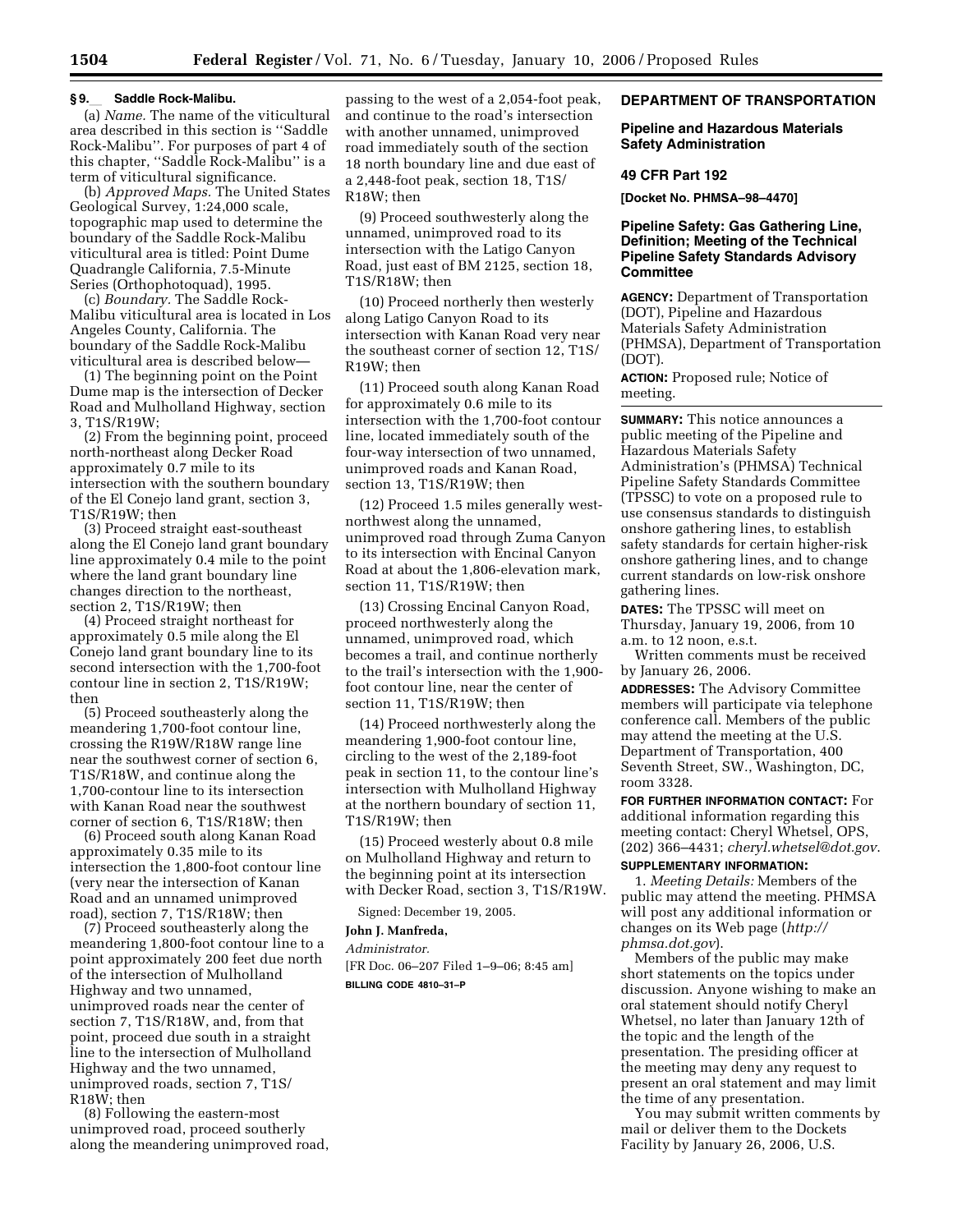### § 9.__ Saddle Rock-Malibu.

(a) *Name.* The name of the viticultural area described in this section is ''Saddle Rock-Malibu''. For purposes of part 4 of this chapter, ''Saddle Rock-Malibu'' is a term of viticultural significance.

(b) *Approved Maps.* The United States Geological Survey, 1:24,000 scale, topographic map used to determine the boundary of the Saddle Rock-Malibu viticultural area is titled: Point Dume Quadrangle California, 7.5-Minute Series (Orthophotoquad), 1995.

(c) *Boundary.* The Saddle Rock-Malibu viticultural area is located in Los Angeles County, California. The boundary of the Saddle Rock-Malibu viticultural area is described below—

(1) The beginning point on the Point Dume map is the intersection of Decker Road and Mulholland Highway, section 3, T1S/R19W;

(2) From the beginning point, proceed north-northeast along Decker Road approximately 0.7 mile to its intersection with the southern boundary of the El Conejo land grant, section 3, T1S/R19W; then

(3) Proceed straight east-southeast along the El Conejo land grant boundary line approximately 0.4 mile to the point where the land grant boundary line changes direction to the northeast, section 2, T1S/R19W; then

(4) Proceed straight northeast for approximately 0.5 mile along the El Conejo land grant boundary line to its second intersection with the 1,700-foot contour line in section 2, T1S/R19W; then

(5) Proceed southeasterly along the meandering 1,700-foot contour line, crossing the R19W/R18W range line near the southwest corner of section 6, T1S/R18W, and continue along the 1,700-contour line to its intersection with Kanan Road near the southwest corner of section 6, T1S/R18W; then

(6) Proceed south along Kanan Road approximately 0.35 mile to its intersection the 1,800-foot contour line (very near the intersection of Kanan Road and an unnamed unimproved road), section 7, T1S/R18W; then

(7) Proceed southeasterly along the meandering 1,800-foot contour line to a point approximately 200 feet due north of the intersection of Mulholland Highway and two unnamed, unimproved roads near the center of section 7, T1S/R18W, and, from that point, proceed due south in a straight line to the intersection of Mulholland Highway and the two unnamed, unimproved roads, section 7, T1S/R18W; then

(8) Following the eastern-most unimproved road, proceed southerly along the meandering unimproved road, passing to the west of a 2,054-foot peak, and continue to the road's intersection with another unnamed, unimproved road immediately south of the section 18 north boundary line and due east of a 2,448-foot peak, section 18, T1S/R18W; then

(9) Proceed southwesterly along the unnamed, unimproved road to its intersection with the Latigo Canyon Road, just east of BM 2125, section 18, T1S/R18W; then

(10) Proceed northerly then westerly along Latigo Canyon Road to its intersection with Kanan Road very near the southeast corner of section 12, T1S/R19W; then

(11) Proceed south along Kanan Road for approximately 0.6 mile to its intersection with the 1,700-foot contour line, located immediately south of the four-way intersection of two unnamed, unimproved roads and Kanan Road, section 13, T1S/R19W; then

(12) Proceed 1.5 miles generally west-northwest along the unnamed, unimproved road through Zuma Canyon to its intersection with Encinal Canyon Road at about the 1,806-elevation mark, section 11, T1S/R19W; then

(13) Crossing Encinal Canyon Road, proceed northwesterly along the unnamed, unimproved road, which becomes a trail, and continue northerly to the trail's intersection with the 1,900-foot contour line, near the center of section 11, T1S/R19W; then

(14) Proceed northwesterly along the meandering 1,900-foot contour line, circling to the west of the 2,189-foot peak in section 11, to the contour line's intersection with Mulholland Highway at the northern boundary of section 11, T1S/R19W; then

(15) Proceed westerly about 0.8 mile on Mulholland Highway and return to the beginning point at its intersection with Decker Road, section 3, T1S/R19W.

Signed: December 19, 2005.

**John J. Manfreda,**

*Administrator.*

[FR Doc. 06–207 Filed 1–9–06; 8:45 am]

**BILLING CODE 4810–31–P**

## DEPARTMENT OF TRANSPORTATION

## Pipeline and Hazardous Materials Safety Administration

### 49 CFR Part 192

**[Docket No. PHMSA–98–4470]**

### Pipeline Safety: Gas Gathering Line, Definition; Meeting of the Technical Pipeline Safety Standards Advisory Committee

**AGENCY:** Department of Transportation (DOT), Pipeline and Hazardous Materials Safety Administration (PHMSA), Department of Transportation (DOT).

**ACTION:** Proposed rule; Notice of meeting.

**SUMMARY:** This notice announces a public meeting of the Pipeline and Hazardous Materials Safety Administration's (PHMSA) Technical Pipeline Safety Standards Committee (TPSSC) to vote on a proposed rule to use consensus standards to distinguish onshore gathering lines, to establish safety standards for certain higher-risk onshore gathering lines, and to change current standards on low-risk onshore gathering lines.

**DATES:** The TPSSC will meet on Thursday, January 19, 2006, from 10 a.m. to 12 noon, e.s.t.

Written comments must be received by January 26, 2006.

**ADDRESSES:** The Advisory Committee members will participate via telephone conference call. Members of the public may attend the meeting at the U.S. Department of Transportation, 400 Seventh Street, SW., Washington, DC, room 3328.

**FOR FURTHER INFORMATION CONTACT:** For additional information regarding this meeting contact: Cheryl Whetsel, OPS, (202) 366–4431; *cheryl.whetsel@dot.gov*.

**SUPPLEMENTARY INFORMATION:**

1. *Meeting Details:* Members of the public may attend the meeting. PHMSA will post any additional information or changes on its Web page (*http://phmsa.dot.gov*).

Members of the public may make short statements on the topics under discussion. Anyone wishing to make an oral statement should notify Cheryl Whetsel, no later than January 12th of the topic and the length of the presentation. The presiding officer at the meeting may deny any request to present an oral statement and may limit the time of any presentation.

You may submit written comments by mail or deliver them to the Dockets Facility by January 26, 2006, U.S.